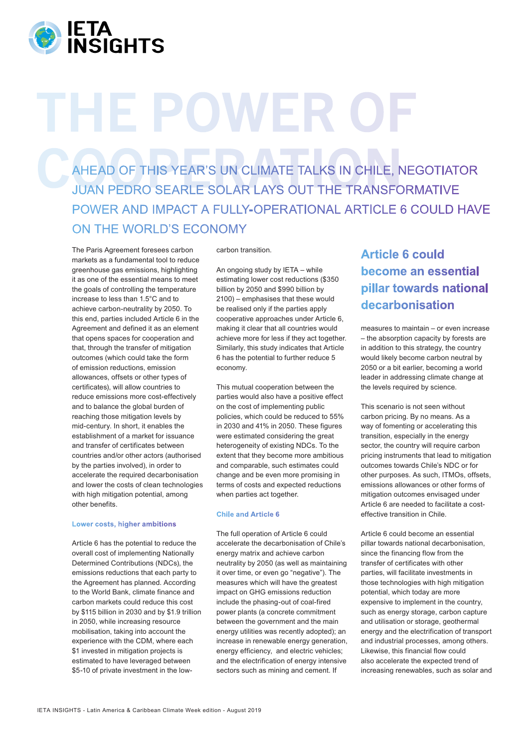# THE POWER OF COOPERATION

## AHEAD OF THIS YEAR'S UN CLIMATE TALKS IN CHILE, NEGOTIATOR JUAN PEDRO SEARLE SOLAR LAYS OUT THE TRANSFORMATIVE POWER AND IMPACT A FULLY-OPERATIONAL ARTICLE 6 COULD HAVE ON THE WORLD'S ECONOMY

The Paris Agreement foresees carbon markets as a fundamental tool to reduce greenhouse gas emissions, highlighting it as one of the essential means to meet the goals of controlling the temperature increase to less than 1.5°C and to achieve carbon-neutrality by 2050. To this end, parties included Article 6 in the Agreement and defined it as an element that opens spaces for cooperation and that, through the transfer of mitigation outcomes (which could take the form of emission reductions, emission allowances, offsets or other types of certificates), will allow countries to reduce emissions more cost-effectively and to balance the global burden of reaching those mitigation levels by mid-century. In short, it enables the establishment of a market for issuance and transfer of certificates between countries and/or other actors (authorised by the parties involved), in order to accelerate the required decarbonisation and lower the costs of clean technologies with high mitigation potential, among other benefits.

### Lower costs, higher ambitions

Article 6 has the potential to reduce the overall cost of implementing Nationally Determined Contributions (NDCs), the emissions reductions that each party to the Agreement has planned. According to the World Bank, climate finance and carbon markets could reduce this cost by $115 billion in 2030 and by $1.9 trillion in 2050, while increasing resource mobilisation, taking into account the experience with the CDM, where each $1 invested in mitigation projects is estimated to have leveraged between $5-10 of private investment in the low-carbon transition.

An ongoing study by IETA – while estimating lower cost reductions ($350 billion by 2050 and $990 billion by 2100) – emphasises that these would be realised only if the parties apply cooperative approaches under Article 6, making it clear that all countries would achieve more for less if they act together. Similarly, this study indicates that Article 6 has the potential to further reduce 5 economy.

This mutual cooperation between the parties would also have a positive effect on the cost of implementing public policies, which could be reduced to 55% in 2030 and 41% in 2050. These figures were estimated considering the great heterogeneity of existing NDCs. To the extent that they become more ambitious and comparable, such estimates could change and be even more promising in terms of costs and expected reductions when parties act together.

### Chile and Article 6

The full operation of Article 6 could accelerate the decarbonisation of Chile's energy matrix and achieve carbon neutrality by 2050 (as well as maintaining it over time, or even go "negative"). The measures which will have the greatest impact on GHG emissions reduction include the phasing-out of coal-fired power plants (a concrete commitment between the government and the main energy utilities was recently adopted); an increase in renewable energy generation, energy efficiency, and electric vehicles; and the electrification of energy intensive sectors such as mining and cement. If measures to maintain – or even increase – the absorption capacity by forests are in addition to this strategy, the country would likely become carbon neutral by 2050 or a bit earlier, becoming a world leader in addressing climate change at the levels required by science.

**Article 6 could become an essential pillar towards national decarbonisation**

This scenario is not seen without carbon pricing. By no means. As a way of fomenting or accelerating this transition, especially in the energy sector, the country will require carbon pricing instruments that lead to mitigation outcomes towards Chile's NDC or for other purposes. As such, ITMOs, offsets, emissions allowances or other forms of mitigation outcomes envisaged under Article 6 are needed to facilitate a cost-effective transition in Chile.

Article 6 could become an essential pillar towards national decarbonisation, since the financing flow from the transfer of certificates with other parties, will facilitate investments in those technologies with high mitigation potential, which today are more expensive to implement in the country, such as energy storage, carbon capture and utilisation or storage, geothermal energy and the electrification of transport and industrial processes, among others. Likewise, this financial flow could also accelerate the expected trend of increasing renewables, such as solar and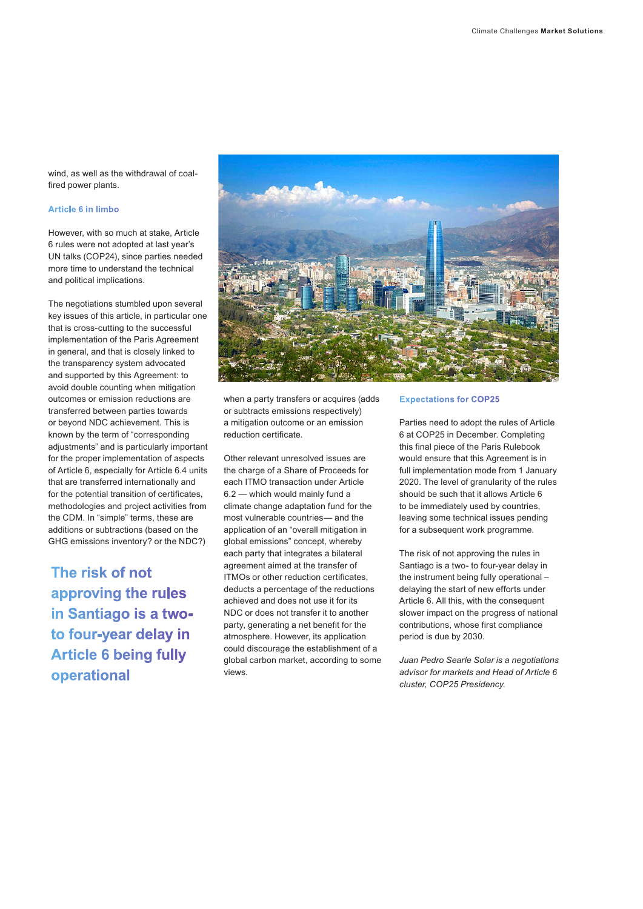wind, as well as the withdrawal of coal-fired power plants.

### Article 6 in limbo

However, with so much at stake, Article 6 rules were not adopted at last year's UN talks (COP24), since parties needed more time to understand the technical and political implications.

The negotiations stumbled upon several key issues of this article, in particular one that is cross-cutting to the successful implementation of the Paris Agreement in general, and that is closely linked to the transparency system advocated and supported by this Agreement: to avoid double counting when mitigation outcomes or emission reductions are transferred between parties towards or beyond NDC achievement. This is known by the term of "corresponding adjustments" and is particularly important for the proper implementation of aspects of Article 6, especially for Article 6.4 units that are transferred internationally and for the potential transition of certificates, methodologies and project activities from the CDM. In "simple" terms, these are additions or subtractions (based on the GHG emissions inventory? or the NDC?)

> **The risk of not approving the rules in Santiago is a two- to four-year delay in Article 6 being fully operational**

when a party transfers or acquires (adds or subtracts emissions respectively) a mitigation outcome or an emission reduction certificate.

Other relevant unresolved issues are the charge of a Share of Proceeds for each ITMO transaction under Article 6.2 — which would mainly fund a climate change adaptation fund for the most vulnerable countries— and the application of an "overall mitigation in global emissions" concept, whereby each party that integrates a bilateral agreement aimed at the transfer of ITMOs or other reduction certificates, deducts a percentage of the reductions achieved and does not use it for its NDC or does not transfer it to another party, generating a net benefit for the atmosphere. However, its application could discourage the establishment of a global carbon market, according to some views.

### Expectations for COP25

Parties need to adopt the rules of Article 6 at COP25 in December. Completing this final piece of the Paris Rulebook would ensure that this Agreement is in full implementation mode from 1 January 2020. The level of granularity of the rules should be such that it allows Article 6 to be immediately used by countries, leaving some technical issues pending for a subsequent work programme.

The risk of not approving the rules in Santiago is a two- to four-year delay in the instrument being fully operational – delaying the start of new efforts under Article 6. All this, with the consequent slower impact on the progress of national contributions, whose first compliance period is due by 2030.

*Juan Pedro Searle Solar is a negotiations advisor for markets and Head of Article 6 cluster, COP25 Presidency.*